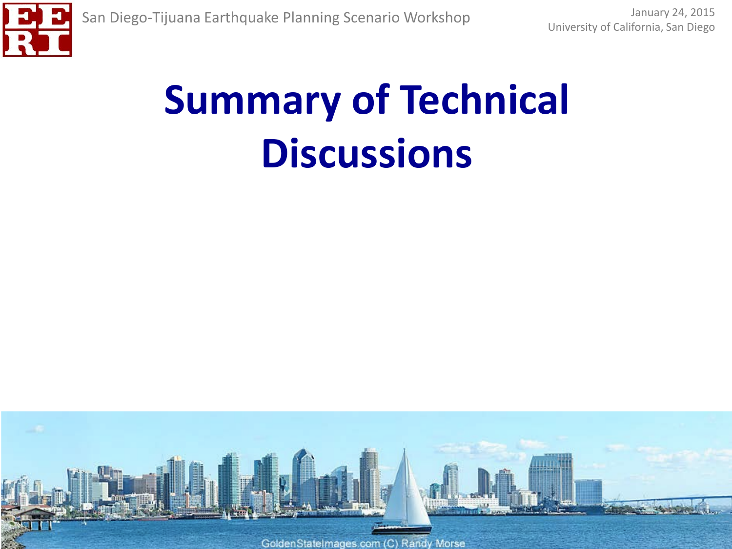# Summary of Technical Discussions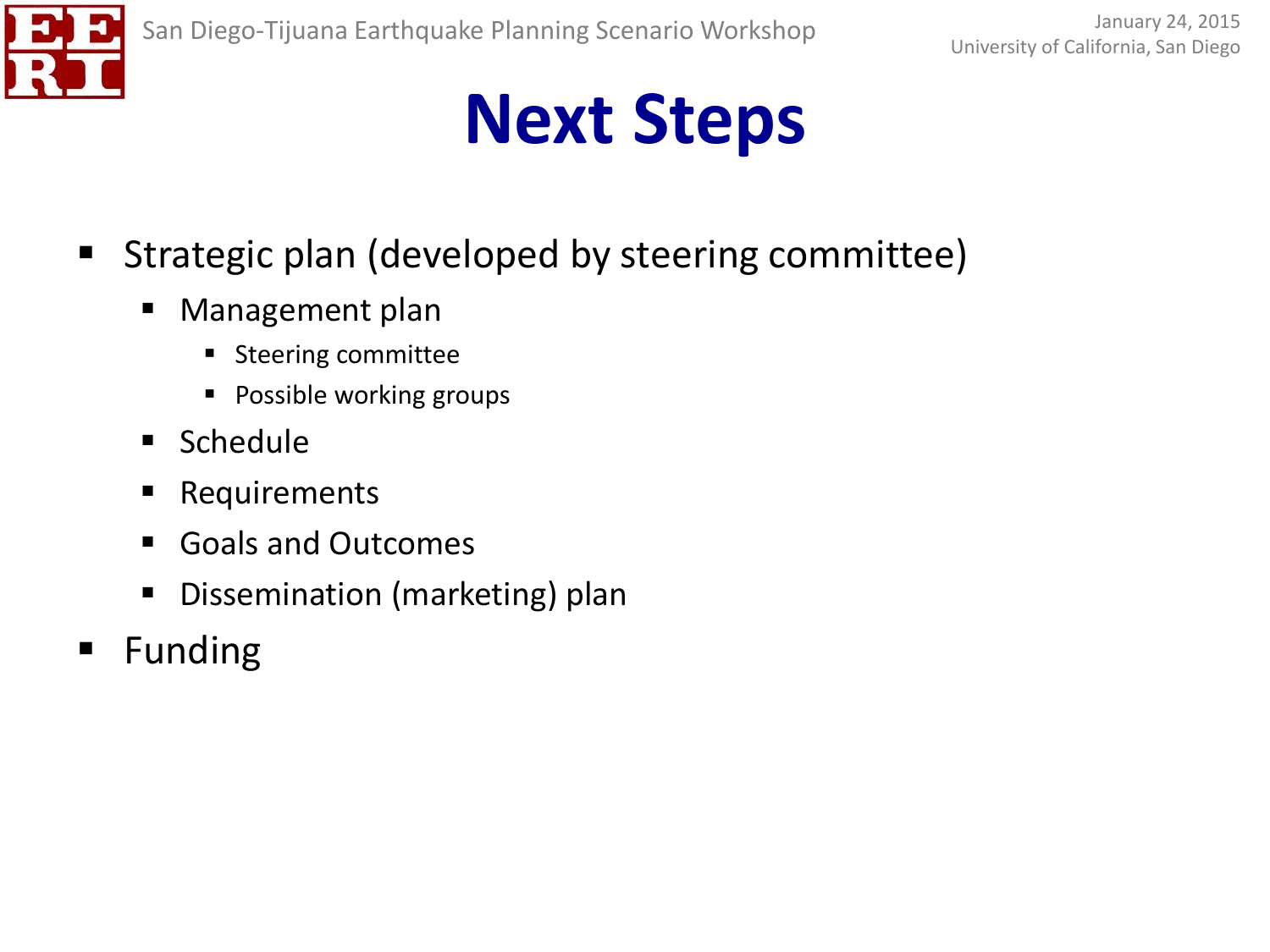# Next Steps

- Strategic plan (developed by steering committee)
  - Management plan
    - Steering committee
    - Possible working groups
  - Schedule
  - Requirements
  - Goals and Outcomes
  - Dissemination (marketing) plan
- Funding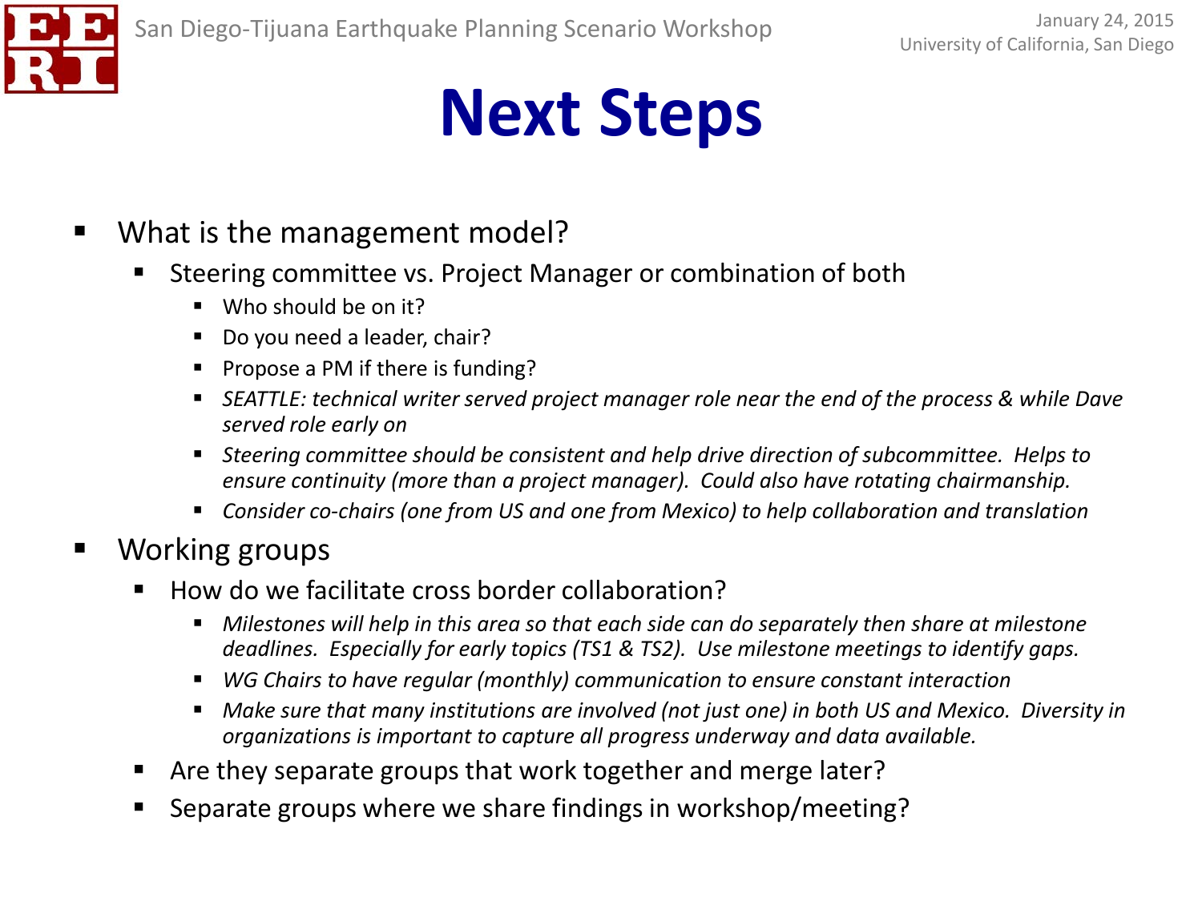# Next Steps

- What is the management model?
  - Steering committee vs. Project Manager or combination of both
    - Who should be on it?
    - Do you need a leader, chair?
    - Propose a PM if there is funding?
    - *SEATTLE: technical writer served project manager role near the end of the process & while Dave served role early on*
    - *Steering committee should be consistent and help drive direction of subcommittee. Helps to ensure continuity (more than a project manager). Could also have rotating chairmanship.*
    - *Consider co-chairs (one from US and one from Mexico) to help collaboration and translation*
- Working groups
  - How do we facilitate cross border collaboration?
    - *Milestones will help in this area so that each side can do separately then share at milestone deadlines. Especially for early topics (TS1 & TS2). Use milestone meetings to identify gaps.*
    - *WG Chairs to have regular (monthly) communication to ensure constant interaction*
    - *Make sure that many institutions are involved (not just one) in both US and Mexico. Diversity in organizations is important to capture all progress underway and data available.*
  - Are they separate groups that work together and merge later?
  - Separate groups where we share findings in workshop/meeting?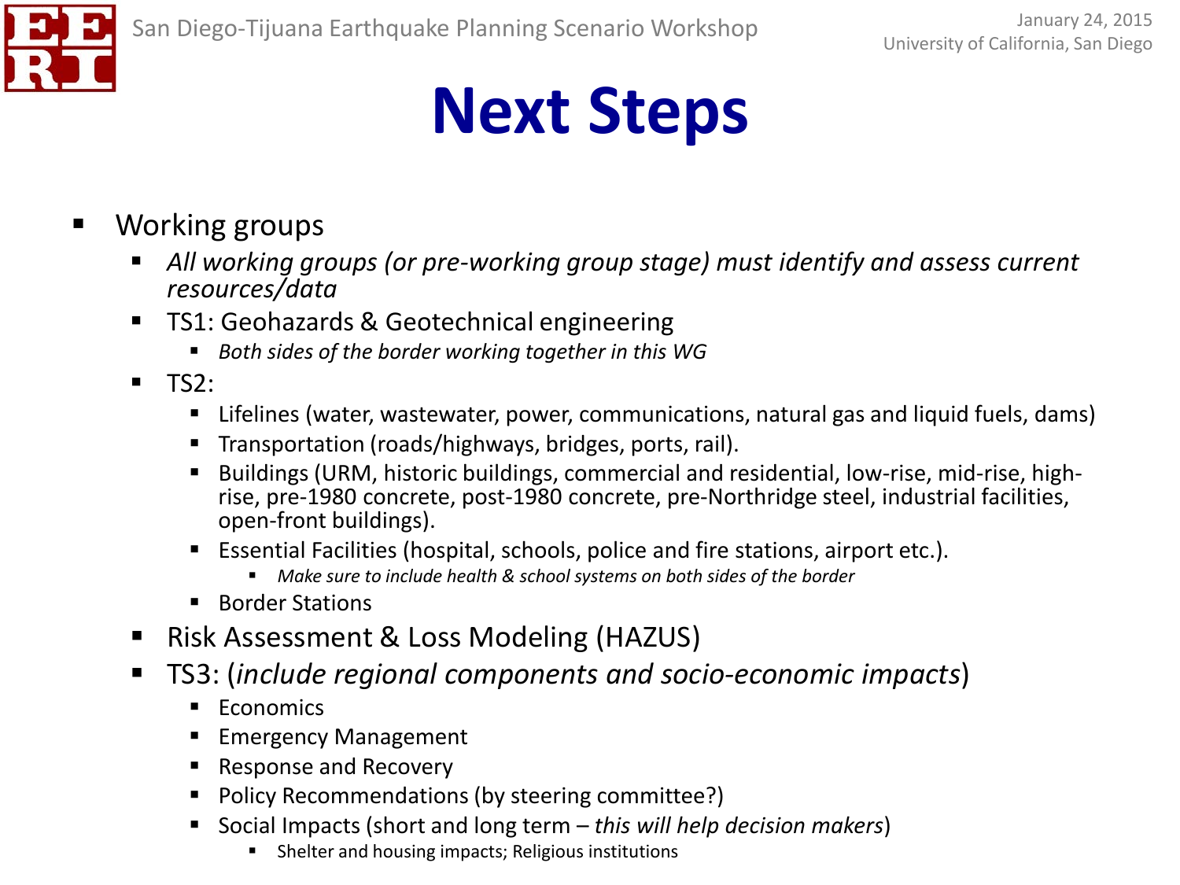# Next Steps

- Working groups
  - *All working groups (or pre-working group stage) must identify and assess current resources/data*
  - TS1: Geohazards & Geotechnical engineering
    - *Both sides of the border working together in this WG*
  - TS2:
    - Lifelines (water, wastewater, power, communications, natural gas and liquid fuels, dams)
    - Transportation (roads/highways, bridges, ports, rail).
    - Buildings (URM, historic buildings, commercial and residential, low-rise, mid-rise, high-rise, pre-1980 concrete, post-1980 concrete, pre-Northridge steel, industrial facilities, open-front buildings).
    - Essential Facilities (hospital, schools, police and fire stations, airport etc.).
      - *Make sure to include health & school systems on both sides of the border*
    - Border Stations
  - Risk Assessment & Loss Modeling (HAZUS)
  - TS3: (*include regional components and socio-economic impacts*)
    - Economics
    - Emergency Management
    - Response and Recovery
    - Policy Recommendations (by steering committee?)
    - Social Impacts (short and long term – *this will help decision makers*)
      - Shelter and housing impacts; Religious institutions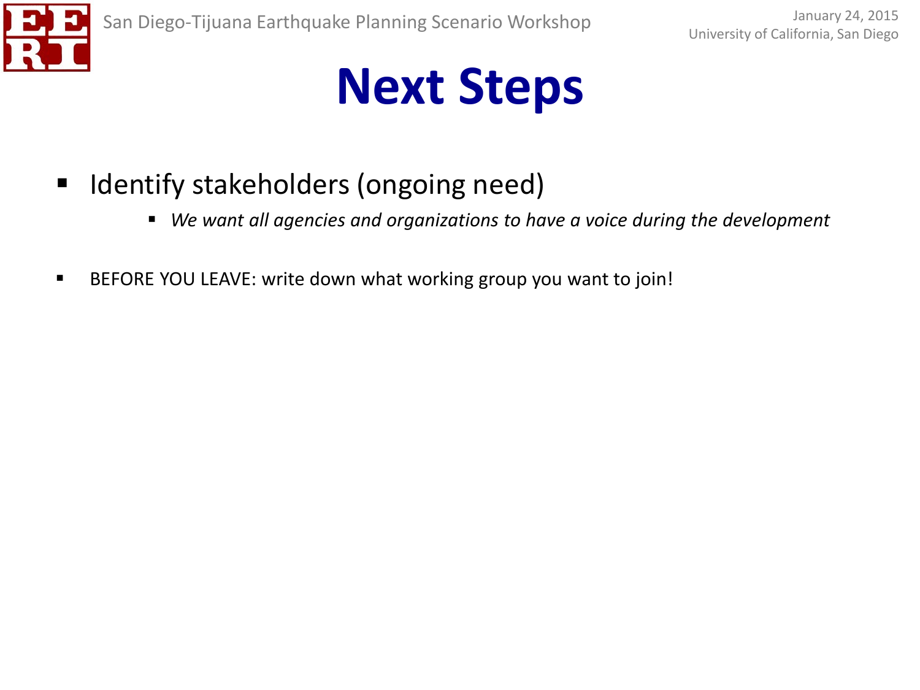# Next Steps

- Identify stakeholders (ongoing need)
  - *We want all agencies and organizations to have a voice during the development*

- BEFORE YOU LEAVE: write down what working group you want to join!